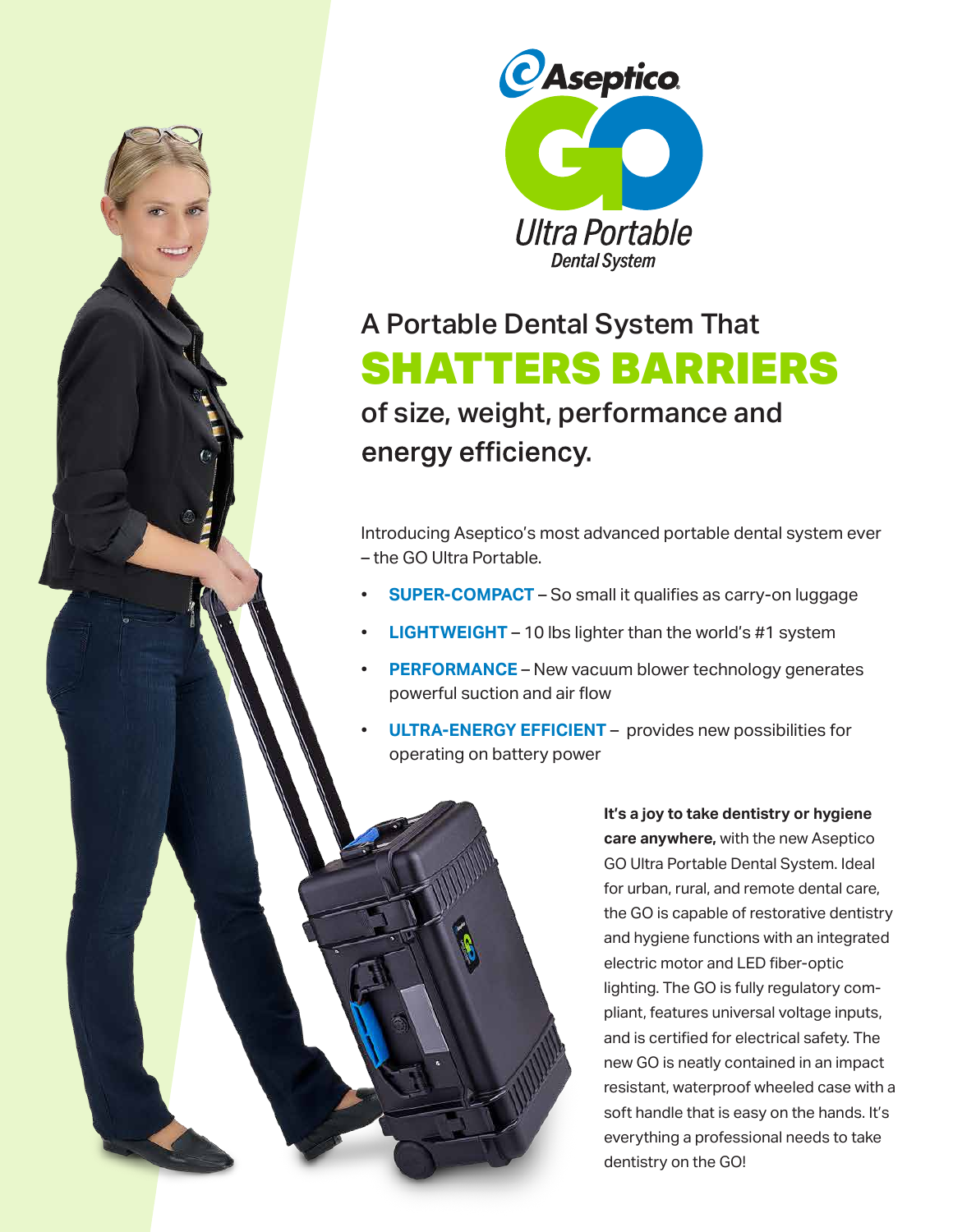# Aseptico GO

## Ultra Portable Dental System

## A Portable Dental System That **SHATTERS BARRIERS** of size, weight, performance and energy efficiency.

Introducing Aseptico's most advanced portable dental system ever – the GO Ultra Portable.

- **SUPER-COMPACT** – So small it qualifies as carry-on luggage
- **LIGHTWEIGHT** – 10 lbs lighter than the world's #1 system
- **PERFORMANCE** – New vacuum blower technology generates powerful suction and air flow
- **ULTRA-ENERGY EFFICIENT** – provides new possibilities for operating on battery power

**It's a joy to take dentistry or hygiene care anywhere,** with the new Aseptico GO Ultra Portable Dental System. Ideal for urban, rural, and remote dental care, the GO is capable of restorative dentistry and hygiene functions with an integrated electric motor and LED fiber-optic lighting. The GO is fully regulatory compliant, features universal voltage inputs, and is certified for electrical safety. The new GO is neatly contained in an impact resistant, waterproof wheeled case with a soft handle that is easy on the hands. It's everything a professional needs to take dentistry on the GO!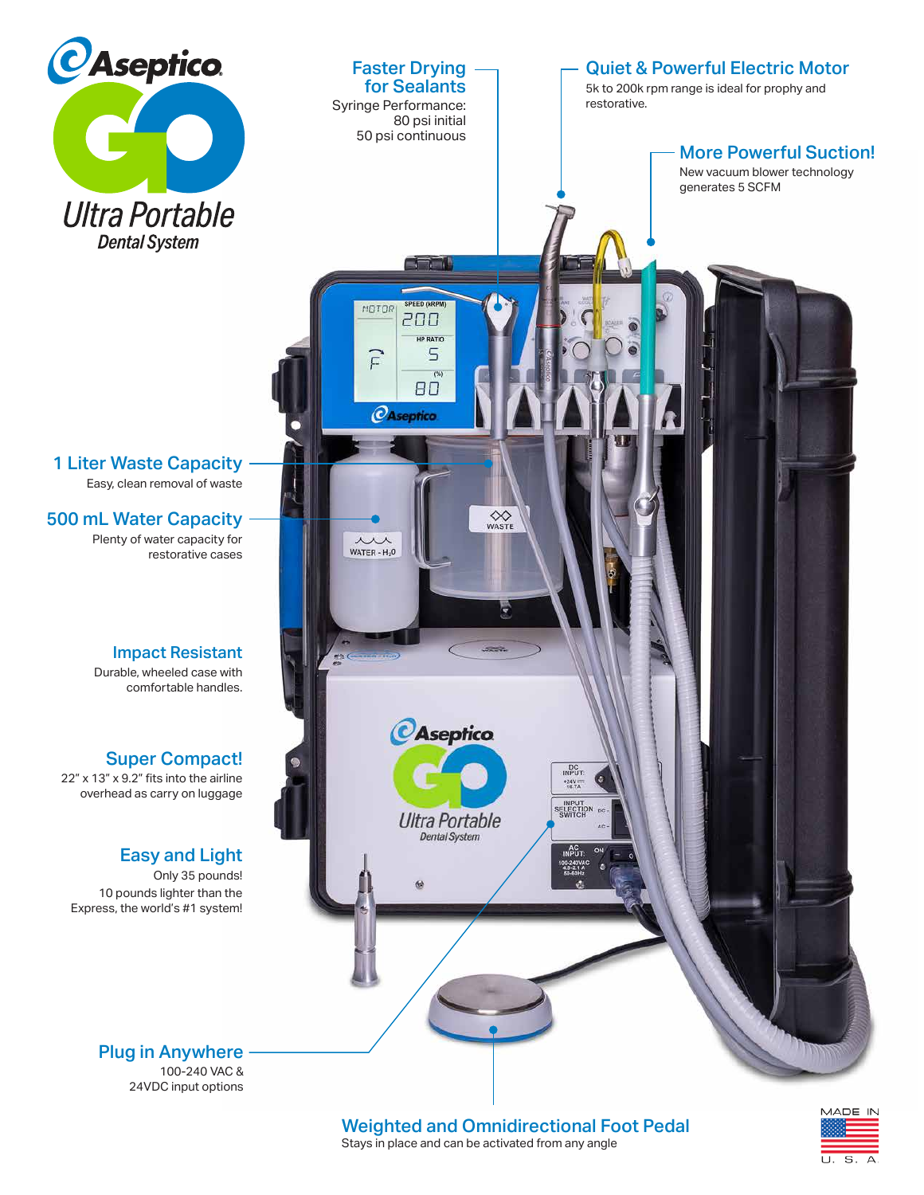# Aseptico GO

## Ultra Portable

### Dental System

## Faster Drying for Sealants

Syringe Performance:
80 psi initial
50 psi continuous

## Quiet & Powerful Electric Motor

5k to 200k rpm range is ideal for prophy and restorative.

## More Powerful Suction!

New vacuum blower technology generates 5 SCFM

## 1 Liter Waste Capacity

Easy, clean removal of waste

## 500 mL Water Capacity

Plenty of water capacity for restorative cases

## Impact Resistant

Durable, wheeled case with comfortable handles.

## Super Compact!

22" x 13" x 9.2" fits into the airline overhead as carry on luggage

## Easy and Light

Only 35 pounds!
10 pounds lighter than the Express, the world's #1 system!

## Plug in Anywhere

100-240 VAC &
24VDC input options

## Weighted and Omnidirectional Foot Pedal

Stays in place and can be activated from any angle

MADE IN U. S. A